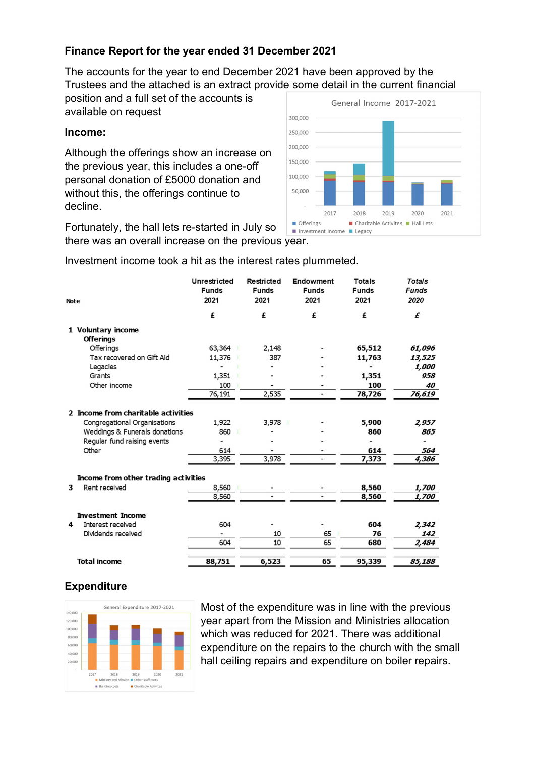## Finance Report for the year ended 31 December 2021

The accounts for the year to end December 2021 have been approved by the Trustees and the attached is an extract provide some detail in the current financial position and a full set of the accounts is available on request

### Income:

Although the offerings show an increase on the previous year, this includes a one-off personal donation of £5000 donation and without this, the offerings continue to decline.

Fortunately, the hall lets re-started in July so there was an overall increase on the previous year.

Investment income took a hit as the interest rates plummeted.

| Note | | Unrestricted Funds 2021 | Restricted Funds 2021 | Endowment Funds 2021 | Totals Funds 2021 | *Totals Funds 2020* |
|---|---|---|---|---|---|---|
| | | £ | £ | £ | £ | *£* |
| 1 | **Voluntary income** | | | | | |
| | **Offerings** | | | | | |
| | Offerings | 63,364 | 2,148 | - | **65,512** | ***61,096*** |
| | Tax recovered on Gift Aid | 11,376 | 387 | - | **11,763** | ***13,525*** |
| | Legacies | - | - | - | **-** | ***1,000*** |
| | Grants | 1,351 | - | - | **1,351** | ***958*** |
| | Other income | 100 | - | - | **100** | ***40*** |
| | | 76,191 | 2,535 | - | **78,726** | ***76,619*** |
| 2 | **Income from charitable activities** | | | | | |
| | Congregational Organisations | 1,922 | 3,978 | - | **5,900** | ***2,957*** |
| | Weddings & Funerals donations | 860 | - | - | **860** | ***865*** |
| | Regular fund raising events | - | - | - | **-** | ***-*** |
| | Other | 614 | - | - | **614** | ***564*** |
| | | 3,395 | 3,978 | - | **7,373** | ***4,386*** |
| | **Income from other trading activities** | | | | | |
| 3 | Rent received | 8,560 | - | - | **8,560** | ***1,700*** |
| | | 8,560 | - | - | **8,560** | ***1,700*** |
| | **Investment Income** | | | | | |
| 4 | Interest received | 604 | - | - | **604** | ***2,342*** |
| | Dividends received | - | 10 | 65 | **76** | ***142*** |
| | | 604 | 10 | 65 | **680** | ***2,484*** |
| | **Total income** | **88,751** | **6,523** | **65** | **95,339** | ***85,188*** |

### Expenditure

Most of the expenditure was in line with the previous year apart from the Mission and Ministries allocation which was reduced for 2021. There was additional expenditure on the repairs to the church with the small hall ceiling repairs and expenditure on boiler repairs.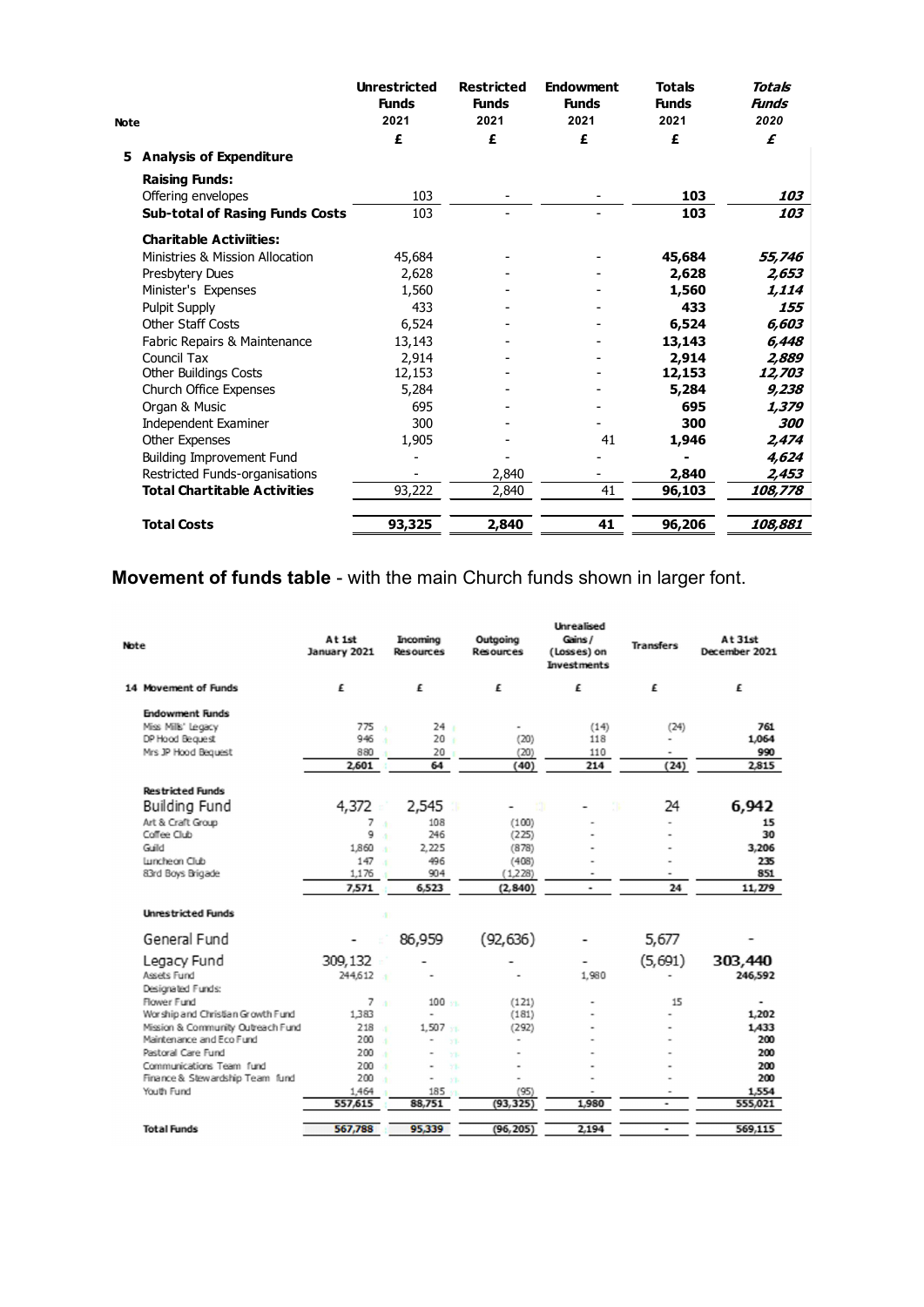| Note | | Unrestricted Funds 2021 | Restricted Funds 2021 | Endowment Funds 2021 | Totals Funds 2021 | *Totals Funds 2020* |
|---|---|---|---|---|---|---|
| | | £ | £ | £ | £ | *£* |
| 5 | **Analysis of Expenditure** | | | | | |
| | **Raising Funds:** | | | | | |
| | Offering envelopes | 103 | - | - | **103** | ***103*** |
| | **Sub-total of Rasing Funds Costs** | 103 | - | - | **103** | ***103*** |
| | **Charitable Activiities:** | | | | | |
| | Ministries & Mission Allocation | 45,684 | - | - | **45,684** | ***55,746*** |
| | Presbytery Dues | 2,628 | - | - | **2,628** | ***2,653*** |
| | Minister's Expenses | 1,560 | - | - | **1,560** | ***1,114*** |
| | Pulpit Supply | 433 | - | - | **433** | ***155*** |
| | Other Staff Costs | 6,524 | - | - | **6,524** | ***6,603*** |
| | Fabric Repairs & Maintenance | 13,143 | - | - | **13,143** | ***6,448*** |
| | Council Tax | 2,914 | - | - | **2,914** | ***2,889*** |
| | Other Buildings Costs | 12,153 | - | - | **12,153** | ***12,703*** |
| | Church Office Expenses | 5,284 | - | - | **5,284** | ***9,238*** |
| | Organ & Music | 695 | - | - | **695** | ***1,379*** |
| | Independent Examiner | 300 | - | - | **300** | ***300*** |
| | Other Expenses | 1,905 | - | 41 | **1,946** | ***2,474*** |
| | Building Improvement Fund | - | - | - | **-** | ***4,624*** |
| | Restricted Funds-organisations | - | 2,840 | - | **2,840** | ***2,453*** |
| | **Total Chartitable Activities** | 93,222 | 2,840 | 41 | **96,103** | ***108,778*** |
| | **Total Costs** | **93,325** | **2,840** | **41** | **96,206** | ***108,881*** |

**Movement of funds table** - with the main Church funds shown in larger font.

| Note | | At 1st January 2021 | Incoming Resources | Outgoing Resources | Unrealised Gains / (Losses) on Investments | Transfers | At 31st December 2021 |
|---|---|---|---|---|---|---|---|
| | | £ | £ | £ | £ | £ | £ |
| 14 | **Movement of Funds** | | | | | | |
| | **Endowment Funds** | | | | | | |
| | Miss Mills' Legacy | 775 | 24 | - | (14) | (24) | **761** |
| | DP Hood Bequest | 946 | 20 | (20) | 118 | - | **1,064** |
| | Mrs JP Hood Bequest | 880 | 20 | (20) | 110 | - | **990** |
| | | **2,601** | **64** | **(40)** | **214** | **(24)** | **2,815** |
| | **Restricted Funds** | | | | | | |
| | Building Fund | 4,372 | 2,545 | - | - | 24 | **6,942** |
| | Art & Craft Group | 7 | 108 | (100) | - | - | **15** |
| | Coffee Club | 9 | 246 | (225) | - | - | **30** |
| | Guild | 1,860 | 2,225 | (878) | - | - | **3,206** |
| | Luncheon Club | 147 | 496 | (408) | - | - | **235** |
| | 83rd Boys Brigade | 1,176 | 904 | (1,228) | - | - | **851** |
| | | **7,571** | **6,523** | **(2,840)** | **-** | **24** | **11,279** |
| | **Unrestricted Funds** | | | | | | |
| | General Fund | - | 86,959 | (92,636) | - | 5,677 | - |
| | Legacy Fund | 309,132 | - | - | - | (5,691) | **303,440** |
| | Assets Fund | 244,612 | - | - | 1,980 | - | **246,592** |
| | Designated Funds: | | | | | | |
| | Flower Fund | 7 | 100 | (121) | - | 15 | - |
| | Worship and Christian Growth Fund | 1,383 | - | (181) | - | - | **1,202** |
| | Mission & Community Outreach Fund | 218 | 1,507 | (292) | - | - | **1,433** |
| | Maintenance and Eco Fund | 200 | - | - | - | - | **200** |
| | Pastoral Care Fund | 200 | - | - | - | - | **200** |
| | Communications Team fund | 200 | - | - | - | - | **200** |
| | Finance & Stewardship Team fund | 200 | - | - | - | - | **200** |
| | Youth Fund | 1,464 | 185 | (95) | - | - | **1,554** |
| | | **557,615** | **88,751** | **(93,325)** | **1,980** | **-** | **555,021** |
| | **Total Funds** | **567,788** | **95,339** | **(96,205)** | **2,194** | **-** | **569,115** |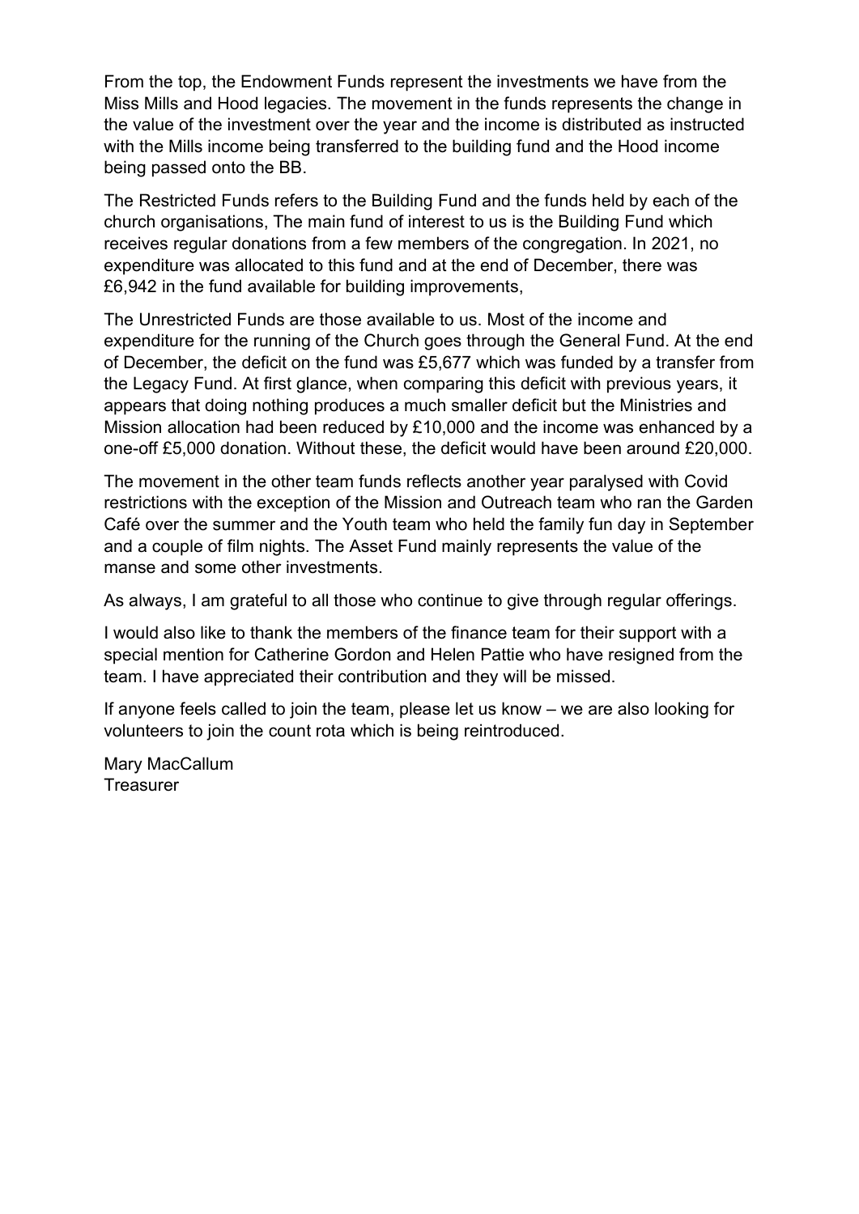From the top, the Endowment Funds represent the investments we have from the Miss Mills and Hood legacies. The movement in the funds represents the change in the value of the investment over the year and the income is distributed as instructed with the Mills income being transferred to the building fund and the Hood income being passed onto the BB.

The Restricted Funds refers to the Building Fund and the funds held by each of the church organisations, The main fund of interest to us is the Building Fund which receives regular donations from a few members of the congregation. In 2021, no expenditure was allocated to this fund and at the end of December, there was £6,942 in the fund available for building improvements,

The Unrestricted Funds are those available to us. Most of the income and expenditure for the running of the Church goes through the General Fund. At the end of December, the deficit on the fund was £5,677 which was funded by a transfer from the Legacy Fund. At first glance, when comparing this deficit with previous years, it appears that doing nothing produces a much smaller deficit but the Ministries and Mission allocation had been reduced by £10,000 and the income was enhanced by a one-off £5,000 donation. Without these, the deficit would have been around £20,000.

The movement in the other team funds reflects another year paralysed with Covid restrictions with the exception of the Mission and Outreach team who ran the Garden Café over the summer and the Youth team who held the family fun day in September and a couple of film nights. The Asset Fund mainly represents the value of the manse and some other investments.

As always, I am grateful to all those who continue to give through regular offerings.

I would also like to thank the members of the finance team for their support with a special mention for Catherine Gordon and Helen Pattie who have resigned from the team. I have appreciated their contribution and they will be missed.

If anyone feels called to join the team, please let us know – we are also looking for volunteers to join the count rota which is being reintroduced.

Mary MacCallum
Treasurer